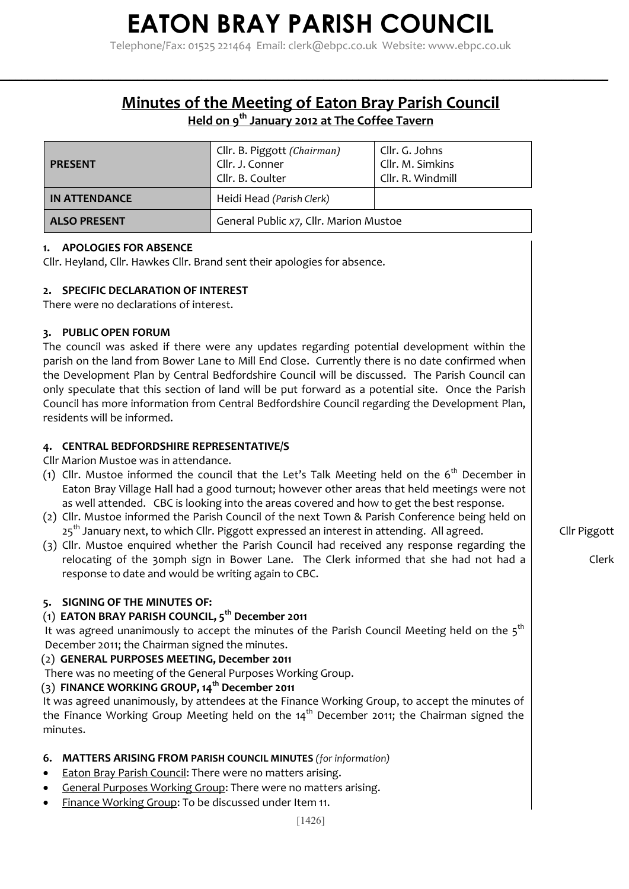# EATON BRAY PARISH COUNCIL

Telephone/Fax: 01525 221464 Email: clerk@ebpc.co.uk Website: www.ebpc.co.uk

## Minutes of the Meeting of Eaton Bray Parish Council

### Held on 9th January 2012 at The Coffee Tavern

| | | |
|---|---|---|
| **PRESENT** | Cllr. B. Piggott *(Chairman)*<br>Cllr. J. Conner<br>Cllr. B. Coulter | Cllr. G. Johns<br>Cllr. M. Simkins<br>Cllr. R. Windmill |
| **IN ATTENDANCE** | Heidi Head *(Parish Clerk)* | |
| **ALSO PRESENT** | General Public x7, Cllr. Marion Mustoe | |

**1. APOLOGIES FOR ABSENCE**

Cllr. Heyland, Cllr. Hawkes Cllr. Brand sent their apologies for absence.

**2. SPECIFIC DECLARATION OF INTEREST**

There were no declarations of interest.

**3. PUBLIC OPEN FORUM**

The council was asked if there were any updates regarding potential development within the parish on the land from Bower Lane to Mill End Close. Currently there is no date confirmed when the Development Plan by Central Bedfordshire Council will be discussed. The Parish Council can only speculate that this section of land will be put forward as a potential site. Once the Parish Council has more information from Central Bedfordshire Council regarding the Development Plan, residents will be informed.

**4. CENTRAL BEDFORDSHIRE REPRESENTATIVE/S**

Cllr Marion Mustoe was in attendance.

(1) Cllr. Mustoe informed the council that the Let's Talk Meeting held on the 6th December in Eaton Bray Village Hall had a good turnout; however other areas that held meetings were not as well attended. CBC is looking into the areas covered and how to get the best response.

(2) Cllr. Mustoe informed the Parish Council of the next Town & Parish Conference being held on 25th January next, to which Cllr. Piggott expressed an interest in attending. All agreed. **Cllr Piggott**

(3) Cllr. Mustoe enquired whether the Parish Council had received any response regarding the relocating of the 30mph sign in Bower Lane. The Clerk informed that she had not had a response to date and would be writing again to CBC. **Clerk**

**5. SIGNING OF THE MINUTES OF:**

(1) **EATON BRAY PARISH COUNCIL, 5th December 2011**

It was agreed unanimously to accept the minutes of the Parish Council Meeting held on the 5th December 2011; the Chairman signed the minutes.

(2) **GENERAL PURPOSES MEETING, December 2011**

There was no meeting of the General Purposes Working Group.

(3) **FINANCE WORKING GROUP, 14th December 2011**

It was agreed unanimously, by attendees at the Finance Working Group, to accept the minutes of the Finance Working Group Meeting held on the 14th December 2011; the Chairman signed the minutes.

**6. MATTERS ARISING FROM PARISH COUNCIL MINUTES** *(for information)*

- Eaton Bray Parish Council: There were no matters arising.
- General Purposes Working Group: There were no matters arising.
- Finance Working Group: To be discussed under Item 11.

[1426]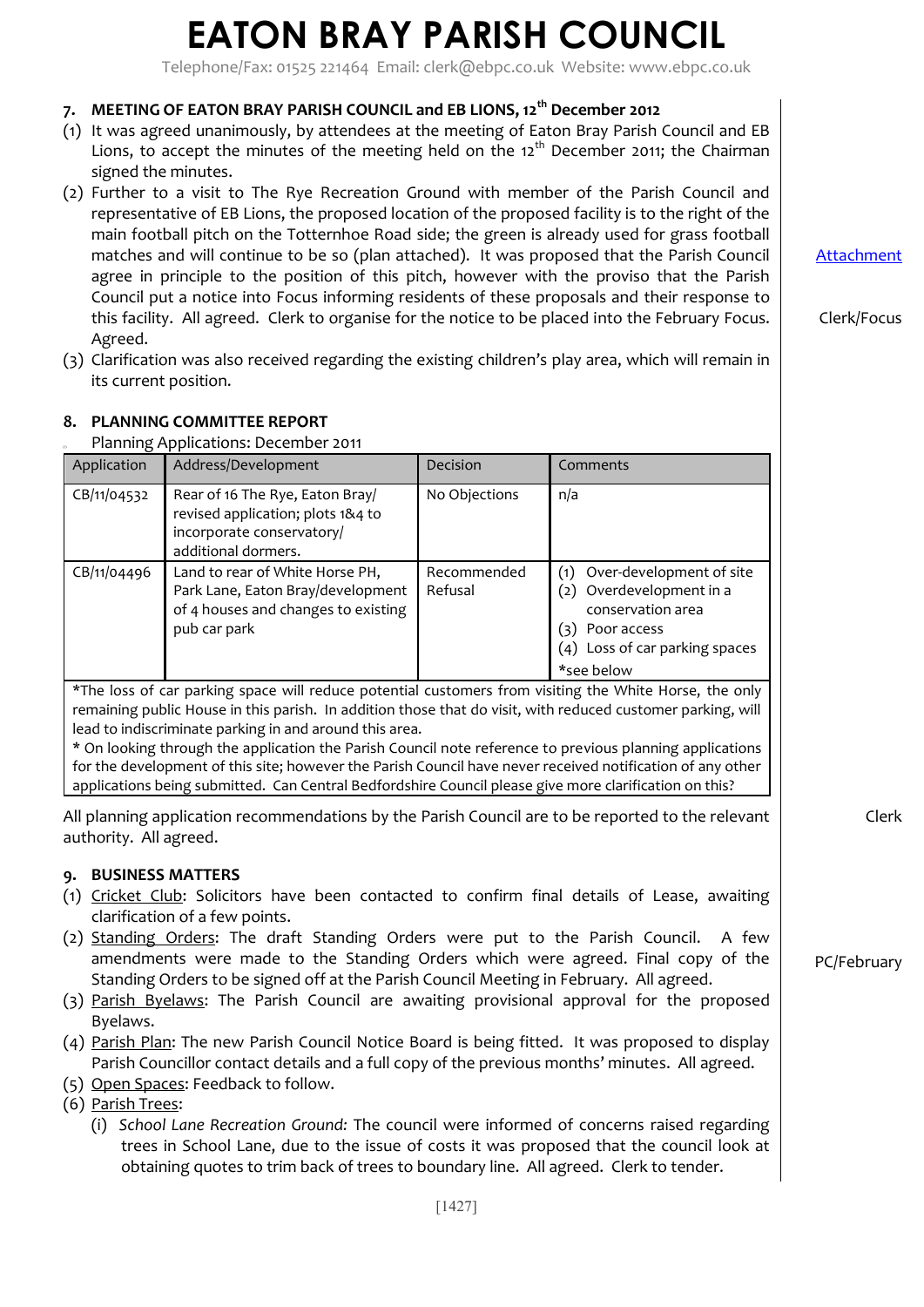# EATON BRAY PARISH COUNCIL

Telephone/Fax: 01525 221464 Email: clerk@ebpc.co.uk Website: www.ebpc.co.uk

## 7. MEETING OF EATON BRAY PARISH COUNCIL and EB LIONS, 12th December 2012

(1) It was agreed unanimously, by attendees at the meeting of Eaton Bray Parish Council and EB Lions, to accept the minutes of the meeting held on the 12th December 2011; the Chairman signed the minutes.

(2) Further to a visit to The Rye Recreation Ground with member of the Parish Council and representative of EB Lions, the proposed location of the proposed facility is to the right of the main football pitch on the Totternhoe Road side; the green is already used for grass football matches and will continue to be so (plan attached). It was proposed that the Parish Council agree in principle to the position of this pitch, however with the proviso that the Parish Council put a notice into Focus informing residents of these proposals and their response to this facility. All agreed. Clerk to organise for the notice to be placed into the February Focus. Agreed. — Attachment — Clerk/Focus

(3) Clarification was also received regarding the existing children's play area, which will remain in its current position.

## 8. PLANNING COMMITTEE REPORT

Planning Applications: December 2011

| Application | Address/Development | Decision | Comments |
|---|---|---|---|
| CB/11/04532 | Rear of 16 The Rye, Eaton Bray/ revised application; plots 1&4 to incorporate conservatory/ additional dormers. | No Objections | n/a |
| CB/11/04496 | Land to rear of White Horse PH, Park Lane, Eaton Bray/development of 4 houses and changes to existing pub car park | Recommended Refusal | (1) Over-development of site (2) Overdevelopment in a conservation area (3) Poor access (4) Loss of car parking spaces *see below |

*The loss of car parking space will reduce potential customers from visiting the White Horse, the only remaining public House in this parish. In addition those that do visit, with reduced customer parking, will lead to indiscriminate parking in and around this area.

* On looking through the application the Parish Council note reference to previous planning applications for the development of this site; however the Parish Council have never received notification of any other applications being submitted. Can Central Bedfordshire Council please give more clarification on this?

All planning application recommendations by the Parish Council are to be reported to the relevant authority. All agreed. — Clerk

## 9. BUSINESS MATTERS

(1) Cricket Club: Solicitors have been contacted to confirm final details of Lease, awaiting clarification of a few points.

(2) Standing Orders: The draft Standing Orders were put to the Parish Council. A few amendments were made to the Standing Orders which were agreed. Final copy of the Standing Orders to be signed off at the Parish Council Meeting in February. All agreed. — PC/February

(3) Parish Byelaws: The Parish Council are awaiting provisional approval for the proposed Byelaws.

(4) Parish Plan: The new Parish Council Notice Board is being fitted. It was proposed to display Parish Councillor contact details and a full copy of the previous months' minutes. All agreed.

(5) Open Spaces: Feedback to follow.

(6) Parish Trees:

(i) *School Lane Recreation Ground:* The council were informed of concerns raised regarding trees in School Lane, due to the issue of costs it was proposed that the council look at obtaining quotes to trim back of trees to boundary line. All agreed. Clerk to tender.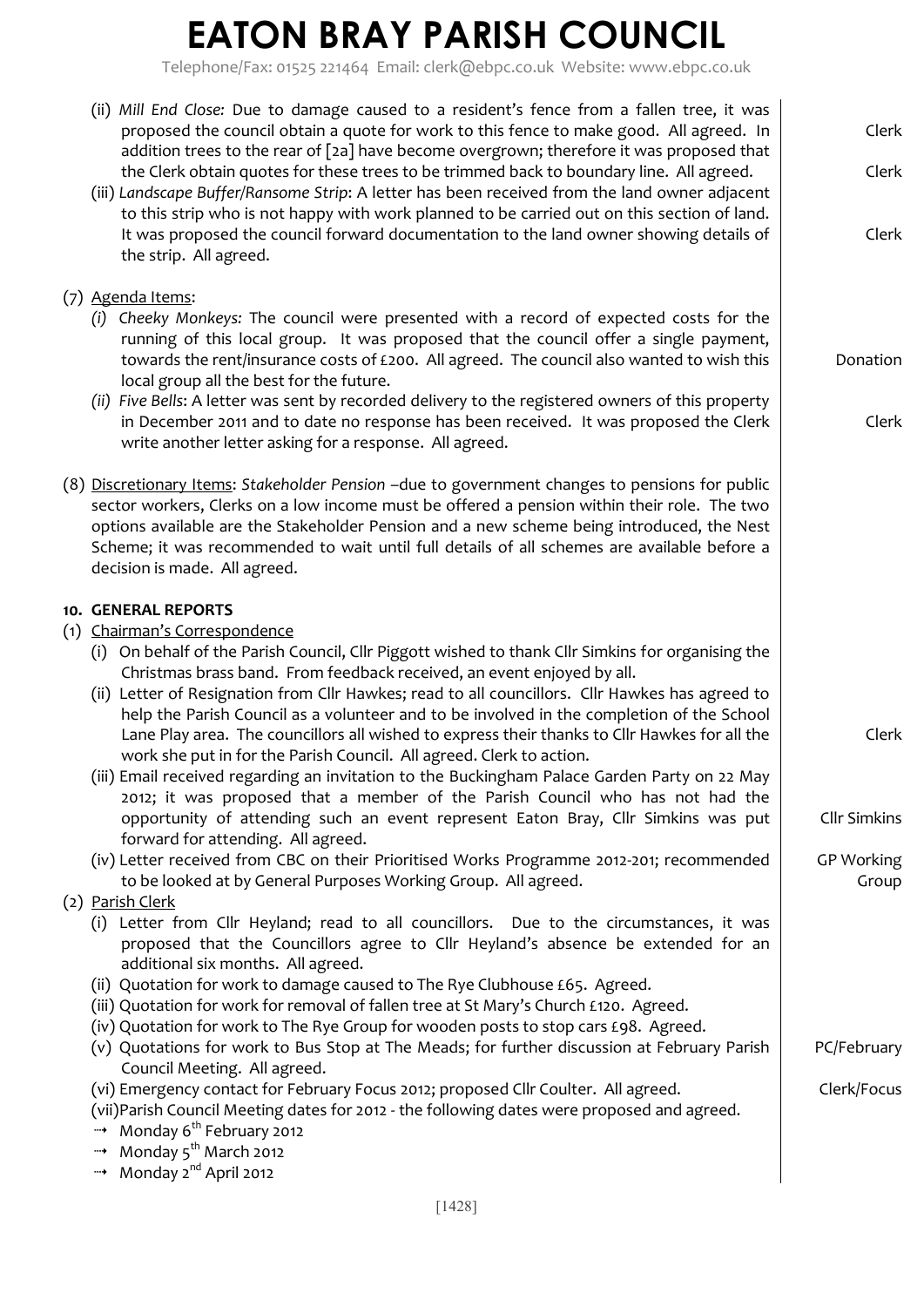# EATON BRAY PARISH COUNCIL

Telephone/Fax: 01525 221464 Email: clerk@ebpc.co.uk Website: www.ebpc.co.uk

(ii) *Mill End Close:* Due to damage caused to a resident's fence from a fallen tree, it was proposed the council obtain a quote for work to this fence to make good. All agreed. In addition trees to the rear of [2a] have become overgrown; therefore it was proposed that the Clerk obtain quotes for these trees to be trimmed back to boundary line. All agreed. — Clerk / Clerk

(iii) *Landscape Buffer/Ransome Strip*: A letter has been received from the land owner adjacent to this strip who is not happy with work planned to be carried out on this section of land. It was proposed the council forward documentation to the land owner showing details of the strip. All agreed. — Clerk

(7) Agenda Items:

*(i) Cheeky Monkeys:* The council were presented with a record of expected costs for the running of this local group. It was proposed that the council offer a single payment, towards the rent/insurance costs of £200. All agreed. The council also wanted to wish this local group all the best for the future. — Donation

*(ii) Five Bells*: A letter was sent by recorded delivery to the registered owners of this property in December 2011 and to date no response has been received. It was proposed the Clerk write another letter asking for a response. All agreed. — Clerk

(8) Discretionary Items: *Stakeholder Pension* –due to government changes to pensions for public sector workers, Clerks on a low income must be offered a pension within their role. The two options available are the Stakeholder Pension and a new scheme being introduced, the Nest Scheme; it was recommended to wait until full details of all schemes are available before a decision is made. All agreed.

**10. GENERAL REPORTS**

(1) Chairman's Correspondence

(i) On behalf of the Parish Council, Cllr Piggott wished to thank Cllr Simkins for organising the Christmas brass band. From feedback received, an event enjoyed by all.

(ii) Letter of Resignation from Cllr Hawkes; read to all councillors. Cllr Hawkes has agreed to help the Parish Council as a volunteer and to be involved in the completion of the School Lane Play area. The councillors all wished to express their thanks to Cllr Hawkes for all the work she put in for the Parish Council. All agreed. Clerk to action. — Clerk

(iii) Email received regarding an invitation to the Buckingham Palace Garden Party on 22 May 2012; it was proposed that a member of the Parish Council who has not had the opportunity of attending such an event represent Eaton Bray, Cllr Simkins was put forward for attending. All agreed. — Cllr Simkins

(iv) Letter received from CBC on their Prioritised Works Programme 2012-201; recommended to be looked at by General Purposes Working Group. All agreed. — GP Working Group

(2) Parish Clerk

(i) Letter from Cllr Heyland; read to all councillors. Due to the circumstances, it was proposed that the Councillors agree to Cllr Heyland's absence be extended for an additional six months. All agreed.

(ii) Quotation for work to damage caused to The Rye Clubhouse £65. Agreed.

(iii) Quotation for work for removal of fallen tree at St Mary's Church £120. Agreed.

(iv) Quotation for work to The Rye Group for wooden posts to stop cars £98. Agreed.

(v) Quotations for work to Bus Stop at The Meads; for further discussion at February Parish Council Meeting. All agreed. — PC/February

(vi) Emergency contact for February Focus 2012; proposed Cllr Coulter. All agreed. — Clerk/Focus

(vii) Parish Council Meeting dates for 2012 - the following dates were proposed and agreed.

- Monday 6th February 2012
- Monday 5th March 2012
- Monday 2nd April 2012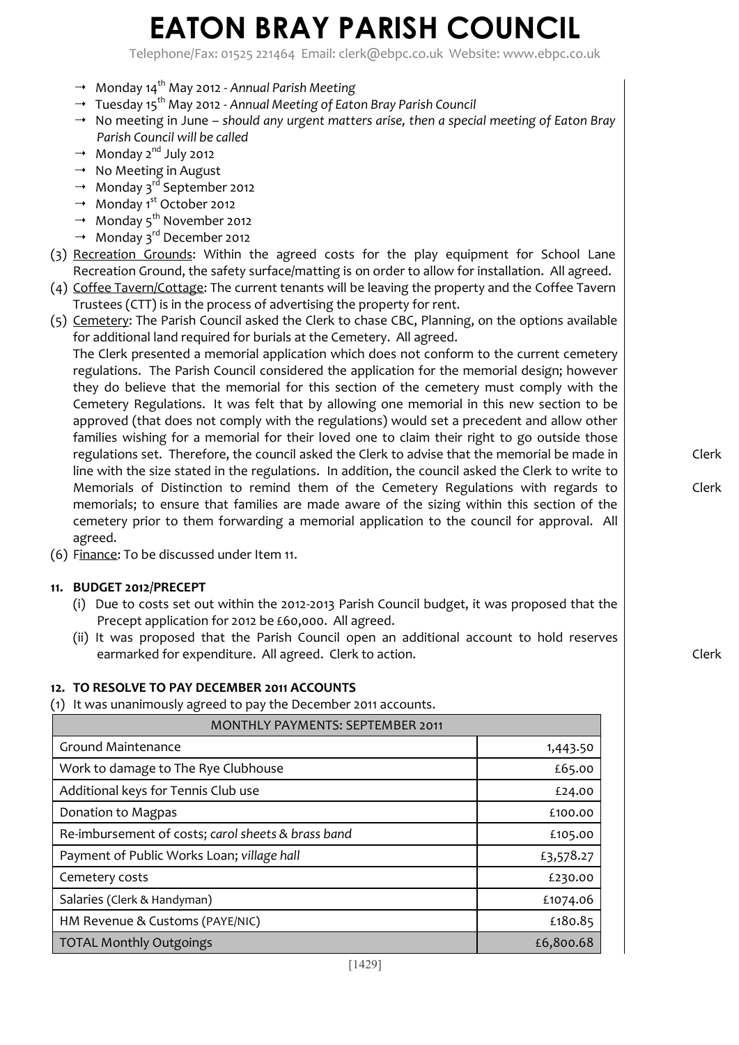# EATON BRAY PARISH COUNCIL

Telephone/Fax: 01525 221464 Email: clerk@ebpc.co.uk Website: www.ebpc.co.uk

- Monday 14th May 2012 - *Annual Parish Meeting*
- Tuesday 15th May 2012 - *Annual Meeting of Eaton Bray Parish Council*
- No meeting in June – *should any urgent matters arise, then a special meeting of Eaton Bray Parish Council will be called*
- Monday 2nd July 2012
- No Meeting in August
- Monday 3rd September 2012
- Monday 1st October 2012
- Monday 5th November 2012
- Monday 3rd December 2012

(3) Recreation Grounds: Within the agreed costs for the play equipment for School Lane Recreation Ground, the safety surface/matting is on order to allow for installation. All agreed.

(4) Coffee Tavern/Cottage: The current tenants will be leaving the property and the Coffee Tavern Trustees (CTT) is in the process of advertising the property for rent.

(5) Cemetery: The Parish Council asked the Clerk to chase CBC, Planning, on the options available for additional land required for burials at the Cemetery. All agreed.
The Clerk presented a memorial application which does not conform to the current cemetery regulations. The Parish Council considered the application for the memorial design; however they do believe that the memorial for this section of the cemetery must comply with the Cemetery Regulations. It was felt that by allowing one memorial in this new section to be approved (that does not comply with the regulations) would set a precedent and allow other families wishing for a memorial for their loved one to claim their right to go outside those regulations set. Therefore, the council asked the Clerk to advise that the memorial be made in line with the size stated in the regulations. In addition, the council asked the Clerk to write to Memorials of Distinction to remind them of the Cemetery Regulations with regards to memorials; to ensure that families are made aware of the sizing within this section of the cemetery prior to them forwarding a memorial application to the council for approval. All agreed. — **Clerk** / **Clerk**

(6) Finance: To be discussed under Item 11.

**11. BUDGET 2012/PRECEPT**

(i) Due to costs set out within the 2012-2013 Parish Council budget, it was proposed that the Precept application for 2012 be £60,000. All agreed.

(ii) It was proposed that the Parish Council open an additional account to hold reserves earmarked for expenditure. All agreed. Clerk to action. — **Clerk**

**12. TO RESOLVE TO PAY DECEMBER 2011 ACCOUNTS**

(1) It was unanimously agreed to pay the December 2011 accounts.

| MONTHLY PAYMENTS: SEPTEMBER 2011 | |
|---|---|
| Ground Maintenance | 1,443.50 |
| Work to damage to The Rye Clubhouse | £65.00 |
| Additional keys for Tennis Club use | £24.00 |
| Donation to Magpas | £100.00 |
| Re-imbursement of costs; *carol sheets & brass band* | £105.00 |
| Payment of Public Works Loan; *village hall* | £3,578.27 |
| Cemetery costs | £230.00 |
| Salaries (Clerk & Handyman) | £1074.06 |
| HM Revenue & Customs (PAYE/NIC) | £180.85 |
| TOTAL Monthly Outgoings | £6,800.68 |

[1429]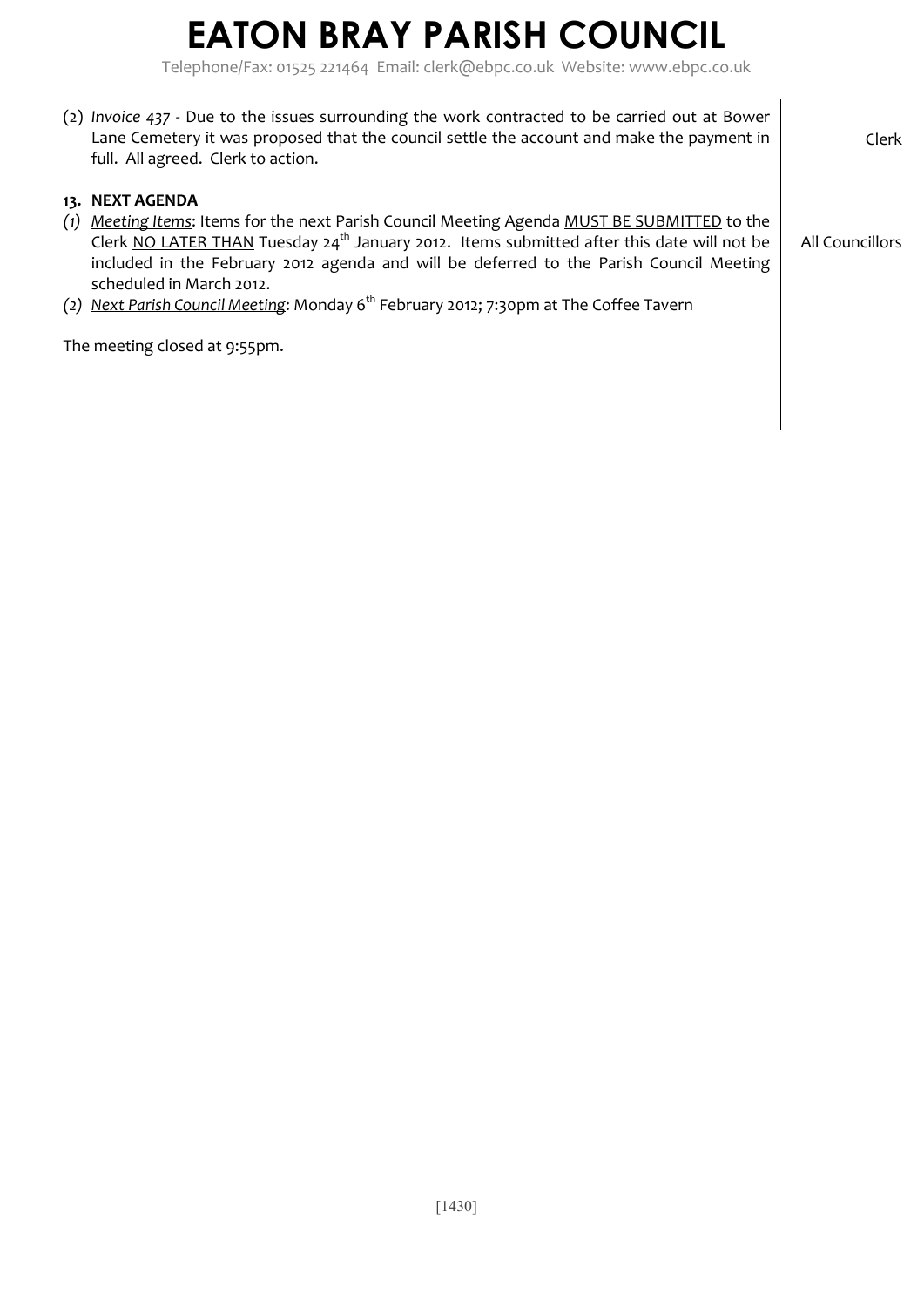(2) *Invoice 437* - Due to the issues surrounding the work contracted to be carried out at Bower Lane Cemetery it was proposed that the council settle the account and make the payment in full. All agreed. Clerk to action. — **Clerk**

**13. NEXT AGENDA**

*(1)* *Meeting Items*: Items for the next Parish Council Meeting Agenda MUST BE SUBMITTED to the Clerk NO LATER THAN Tuesday 24th January 2012. Items submitted after this date will not be included in the February 2012 agenda and will be deferred to the Parish Council Meeting scheduled in March 2012. — **All Councillors**

*(2)* *Next Parish Council Meeting*: Monday 6th February 2012; 7:30pm at The Coffee Tavern

The meeting closed at 9:55pm.